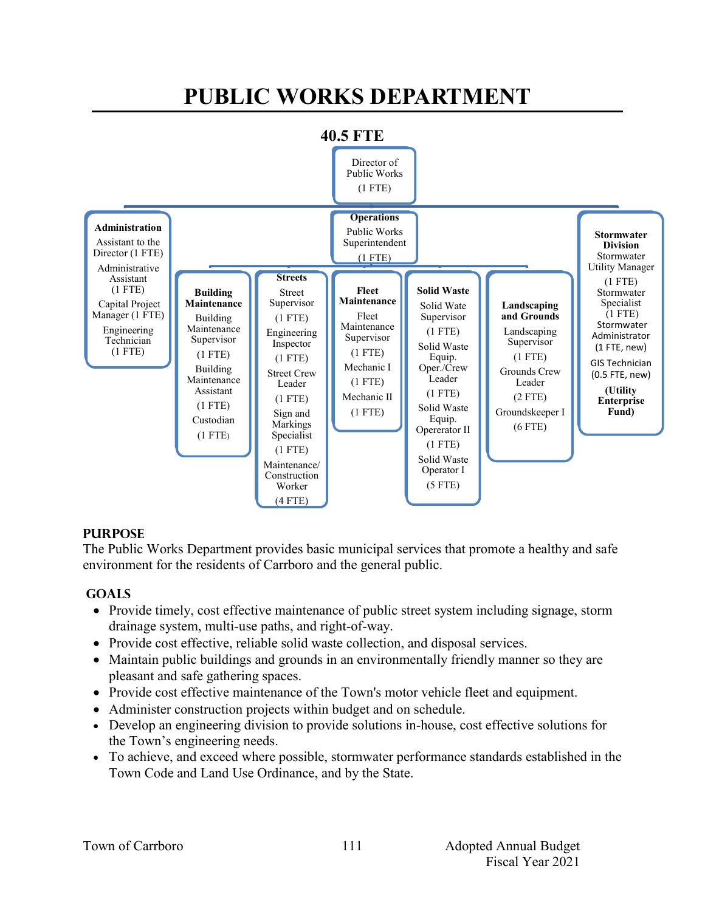# PUBLIC WORKS DEPARTMENT

**40.5 FTE**

Director of Public Works (1 FTE)

**Administration**
- Assistant to the Director (1 FTE)
- Administrative Assistant (1 FTE)
- Capital Project Manager (1 FTE)
- Engineering Technician (1 FTE)

**Operations**
Public Works Superintendent (1 FTE)

**Building Maintenance**
- Building Maintenance Supervisor (1 FTE)
- Building Maintenance Assistant (1 FTE)
- Custodian (1 FTE)

**Streets**
- Street Supervisor (1 FTE)
- Engineering Inspector (1 FTE)
- Street Crew Leader (1 FTE)
- Sign and Markings Specialist (1 FTE)
- Maintenance/ Construction Worker (4 FTE)

**Fleet Maintenance**
- Fleet Maintenance Supervisor (1 FTE)
- Mechanic I (1 FTE)
- Mechanic II (1 FTE)

**Solid Waste**
- Solid Wate Supervisor (1 FTE)
- Solid Waste Equip. Oper./Crew Leader (1 FTE)
- Solid Waste Equip. Opererator II (1 FTE)
- Solid Waste Operator I (5 FTE)

**Landscaping and Grounds**
- Landscaping Supervisor (1 FTE)
- Grounds Crew Leader (2 FTE)
- Groundskeeper I (6 FTE)

**Stormwater Division**
- Stormwater Utility Manager (1 FTE)
- Stormwater Specialist (1 FTE)
- Stormwater Administrator (1 FTE, new)
- GIS Technician (0.5 FTE, new)

**(Utility Enterprise Fund)**

## PURPOSE

The Public Works Department provides basic municipal services that promote a healthy and safe environment for the residents of Carrboro and the general public.

## GOALS

- Provide timely, cost effective maintenance of public street system including signage, storm drainage system, multi-use paths, and right-of-way.
- Provide cost effective, reliable solid waste collection, and disposal services.
- Maintain public buildings and grounds in an environmentally friendly manner so they are pleasant and safe gathering spaces.
- Provide cost effective maintenance of the Town's motor vehicle fleet and equipment.
- Administer construction projects within budget and on schedule.
- Develop an engineering division to provide solutions in-house, cost effective solutions for the Town's engineering needs.
- To achieve, and exceed where possible, stormwater performance standards established in the Town Code and Land Use Ordinance, and by the State.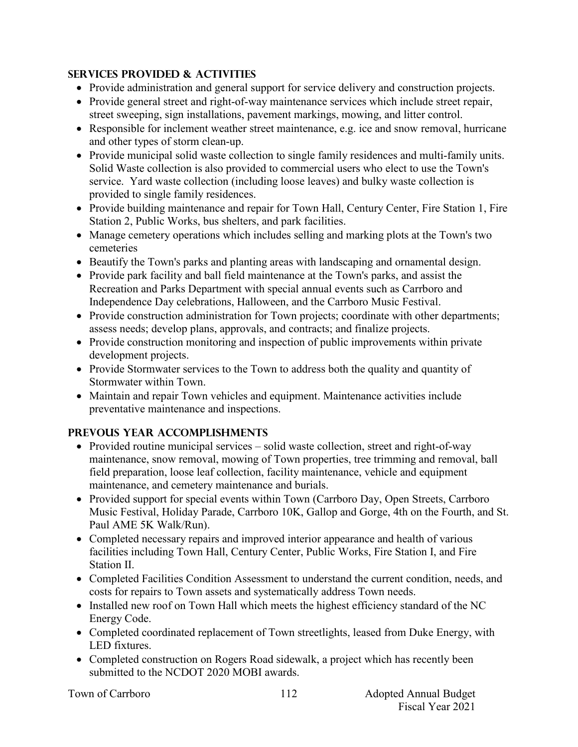## SERVICES PROVIDED & ACTIVITIES

- Provide administration and general support for service delivery and construction projects.
- Provide general street and right-of-way maintenance services which include street repair, street sweeping, sign installations, pavement markings, mowing, and litter control.
- Responsible for inclement weather street maintenance, e.g. ice and snow removal, hurricane and other types of storm clean-up.
- Provide municipal solid waste collection to single family residences and multi-family units. Solid Waste collection is also provided to commercial users who elect to use the Town's service. Yard waste collection (including loose leaves) and bulky waste collection is provided to single family residences.
- Provide building maintenance and repair for Town Hall, Century Center, Fire Station 1, Fire Station 2, Public Works, bus shelters, and park facilities.
- Manage cemetery operations which includes selling and marking plots at the Town's two cemeteries
- Beautify the Town's parks and planting areas with landscaping and ornamental design.
- Provide park facility and ball field maintenance at the Town's parks, and assist the Recreation and Parks Department with special annual events such as Carrboro and Independence Day celebrations, Halloween, and the Carrboro Music Festival.
- Provide construction administration for Town projects; coordinate with other departments; assess needs; develop plans, approvals, and contracts; and finalize projects.
- Provide construction monitoring and inspection of public improvements within private development projects.
- Provide Stormwater services to the Town to address both the quality and quantity of Stormwater within Town.
- Maintain and repair Town vehicles and equipment. Maintenance activities include preventative maintenance and inspections.

## PREVOUS YEAR ACCOMPLISHMENTS

- Provided routine municipal services – solid waste collection, street and right-of-way maintenance, snow removal, mowing of Town properties, tree trimming and removal, ball field preparation, loose leaf collection, facility maintenance, vehicle and equipment maintenance, and cemetery maintenance and burials.
- Provided support for special events within Town (Carrboro Day, Open Streets, Carrboro Music Festival, Holiday Parade, Carrboro 10K, Gallop and Gorge, 4th on the Fourth, and St. Paul AME 5K Walk/Run).
- Completed necessary repairs and improved interior appearance and health of various facilities including Town Hall, Century Center, Public Works, Fire Station I, and Fire Station II.
- Completed Facilities Condition Assessment to understand the current condition, needs, and costs for repairs to Town assets and systematically address Town needs.
- Installed new roof on Town Hall which meets the highest efficiency standard of the NC Energy Code.
- Completed coordinated replacement of Town streetlights, leased from Duke Energy, with LED fixtures.
- Completed construction on Rogers Road sidewalk, a project which has recently been submitted to the NCDOT 2020 MOBI awards.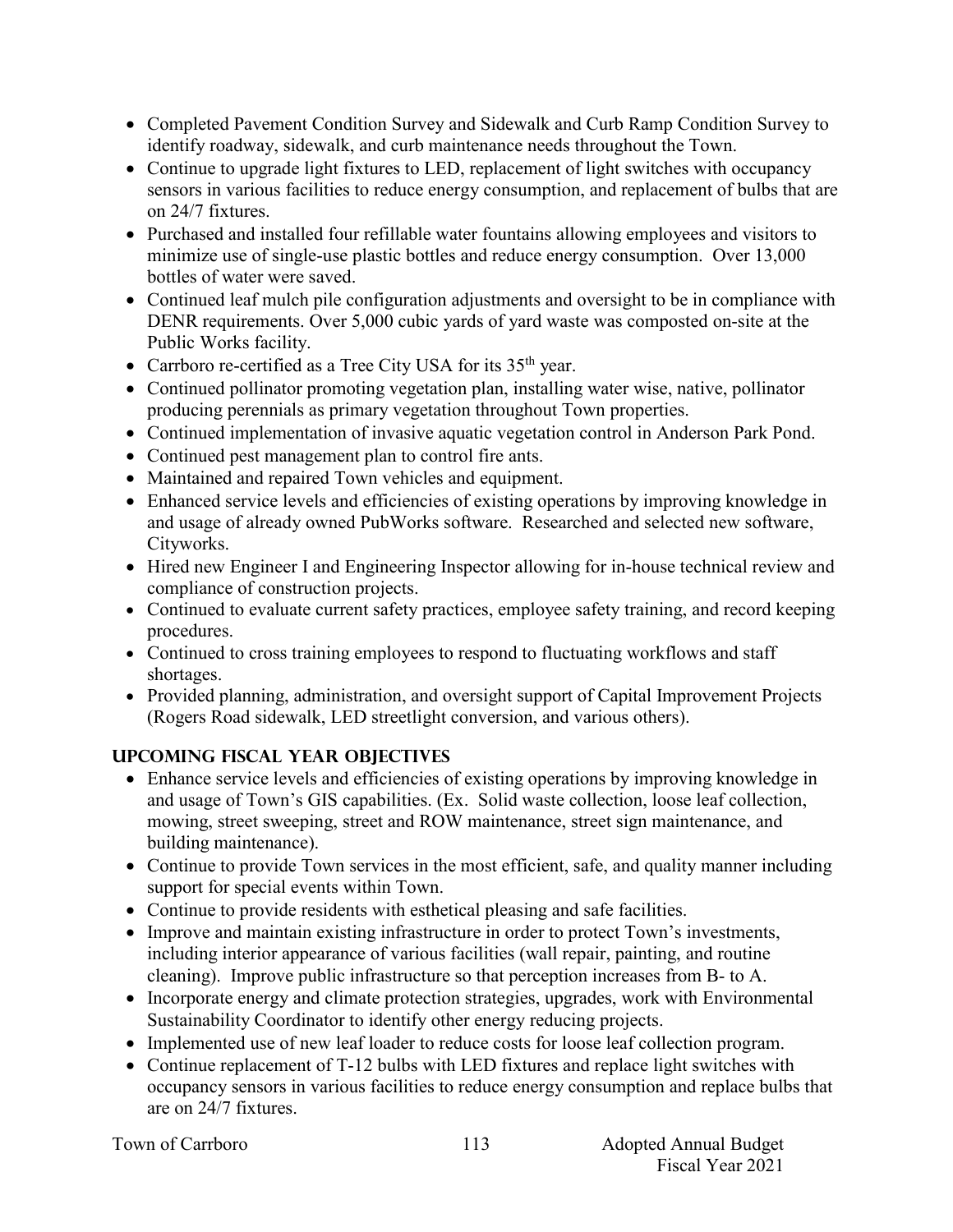- Completed Pavement Condition Survey and Sidewalk and Curb Ramp Condition Survey to identify roadway, sidewalk, and curb maintenance needs throughout the Town.
- Continue to upgrade light fixtures to LED, replacement of light switches with occupancy sensors in various facilities to reduce energy consumption, and replacement of bulbs that are on 24/7 fixtures.
- Purchased and installed four refillable water fountains allowing employees and visitors to minimize use of single-use plastic bottles and reduce energy consumption. Over 13,000 bottles of water were saved.
- Continued leaf mulch pile configuration adjustments and oversight to be in compliance with DENR requirements. Over 5,000 cubic yards of yard waste was composted on-site at the Public Works facility.
- Carrboro re-certified as a Tree City USA for its 35th year.
- Continued pollinator promoting vegetation plan, installing water wise, native, pollinator producing perennials as primary vegetation throughout Town properties.
- Continued implementation of invasive aquatic vegetation control in Anderson Park Pond.
- Continued pest management plan to control fire ants.
- Maintained and repaired Town vehicles and equipment.
- Enhanced service levels and efficiencies of existing operations by improving knowledge in and usage of already owned PubWorks software. Researched and selected new software, Cityworks.
- Hired new Engineer I and Engineering Inspector allowing for in-house technical review and compliance of construction projects.
- Continued to evaluate current safety practices, employee safety training, and record keeping procedures.
- Continued to cross training employees to respond to fluctuating workflows and staff shortages.
- Provided planning, administration, and oversight support of Capital Improvement Projects (Rogers Road sidewalk, LED streetlight conversion, and various others).

## UPCOMING FISCAL YEAR OBJECTIVES

- Enhance service levels and efficiencies of existing operations by improving knowledge in and usage of Town's GIS capabilities. (Ex. Solid waste collection, loose leaf collection, mowing, street sweeping, street and ROW maintenance, street sign maintenance, and building maintenance).
- Continue to provide Town services in the most efficient, safe, and quality manner including support for special events within Town.
- Continue to provide residents with esthetical pleasing and safe facilities.
- Improve and maintain existing infrastructure in order to protect Town's investments, including interior appearance of various facilities (wall repair, painting, and routine cleaning). Improve public infrastructure so that perception increases from B- to A.
- Incorporate energy and climate protection strategies, upgrades, work with Environmental Sustainability Coordinator to identify other energy reducing projects.
- Implemented use of new leaf loader to reduce costs for loose leaf collection program.
- Continue replacement of T-12 bulbs with LED fixtures and replace light switches with occupancy sensors in various facilities to reduce energy consumption and replace bulbs that are on 24/7 fixtures.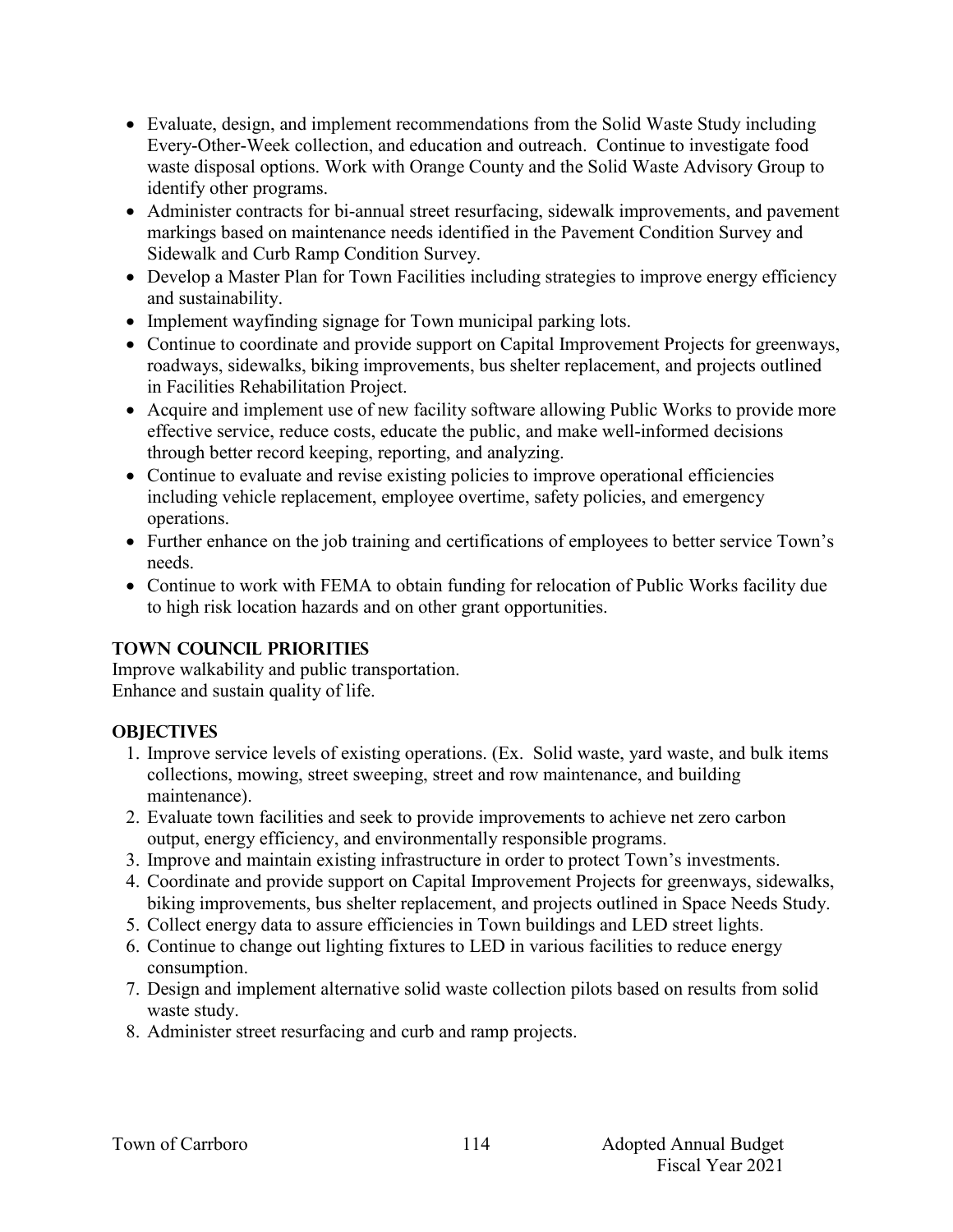- Evaluate, design, and implement recommendations from the Solid Waste Study including Every-Other-Week collection, and education and outreach. Continue to investigate food waste disposal options. Work with Orange County and the Solid Waste Advisory Group to identify other programs.
- Administer contracts for bi-annual street resurfacing, sidewalk improvements, and pavement markings based on maintenance needs identified in the Pavement Condition Survey and Sidewalk and Curb Ramp Condition Survey.
- Develop a Master Plan for Town Facilities including strategies to improve energy efficiency and sustainability.
- Implement wayfinding signage for Town municipal parking lots.
- Continue to coordinate and provide support on Capital Improvement Projects for greenways, roadways, sidewalks, biking improvements, bus shelter replacement, and projects outlined in Facilities Rehabilitation Project.
- Acquire and implement use of new facility software allowing Public Works to provide more effective service, reduce costs, educate the public, and make well-informed decisions through better record keeping, reporting, and analyzing.
- Continue to evaluate and revise existing policies to improve operational efficiencies including vehicle replacement, employee overtime, safety policies, and emergency operations.
- Further enhance on the job training and certifications of employees to better service Town's needs.
- Continue to work with FEMA to obtain funding for relocation of Public Works facility due to high risk location hazards and on other grant opportunities.

## TOWN COUNCIL PRIORITIES

Improve walkability and public transportation.
Enhance and sustain quality of life.

## OBJECTIVES

1. Improve service levels of existing operations. (Ex. Solid waste, yard waste, and bulk items collections, mowing, street sweeping, street and row maintenance, and building maintenance).
2. Evaluate town facilities and seek to provide improvements to achieve net zero carbon output, energy efficiency, and environmentally responsible programs.
3. Improve and maintain existing infrastructure in order to protect Town's investments.
4. Coordinate and provide support on Capital Improvement Projects for greenways, sidewalks, biking improvements, bus shelter replacement, and projects outlined in Space Needs Study.
5. Collect energy data to assure efficiencies in Town buildings and LED street lights.
6. Continue to change out lighting fixtures to LED in various facilities to reduce energy consumption.
7. Design and implement alternative solid waste collection pilots based on results from solid waste study.
8. Administer street resurfacing and curb and ramp projects.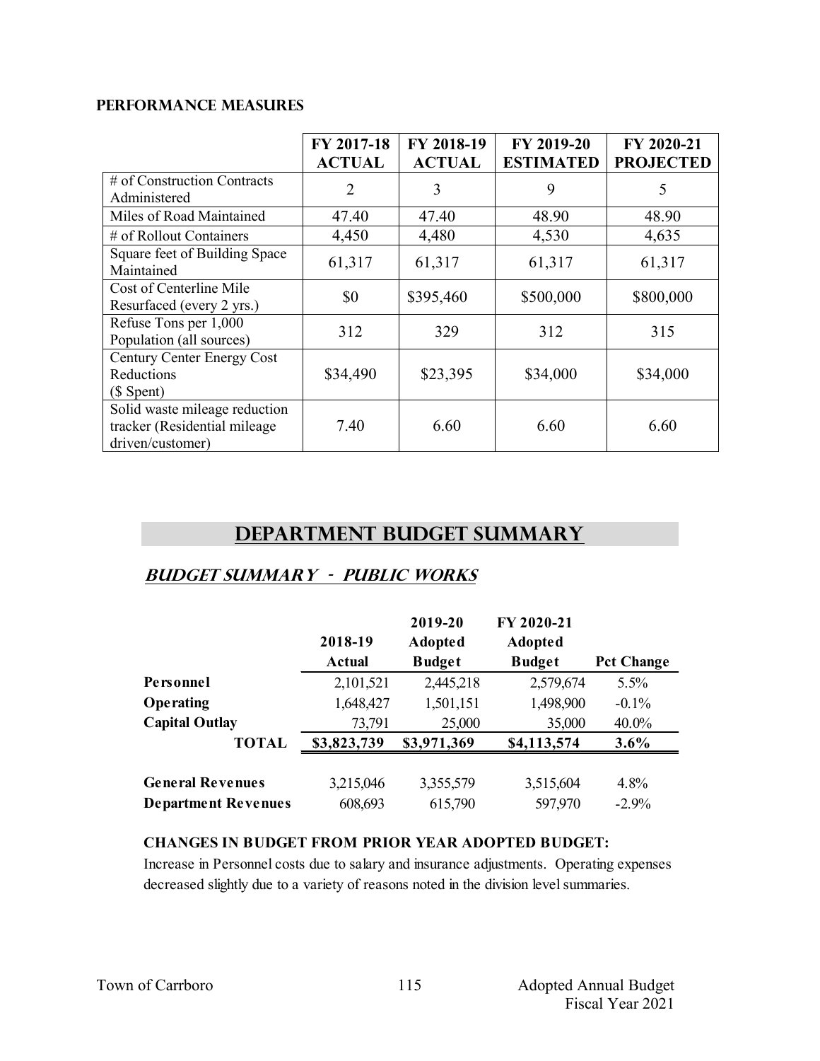## PERFORMANCE MEASURES

| | FY 2017-18 ACTUAL | FY 2018-19 ACTUAL | FY 2019-20 ESTIMATED | FY 2020-21 PROJECTED |
|---|---|---|---|---|
| # of Construction Contracts Administered | 2 | 3 | 9 | 5 |
| Miles of Road Maintained | 47.40 | 47.40 | 48.90 | 48.90 |
| # of Rollout Containers | 4,450 | 4,480 | 4,530 | 4,635 |
| Square feet of Building Space Maintained | 61,317 | 61,317 | 61,317 | 61,317 |
| Cost of Centerline Mile Resurfaced (every 2 yrs.) | $0 | $395,460 | $500,000 | $800,000 |
| Refuse Tons per 1,000 Population (all sources) | 312 | 329 | 312 | 315 |
| Century Center Energy Cost Reductions ($ Spent) | $34,490 | $23,395 | $34,000 | $34,000 |
| Solid waste mileage reduction tracker (Residential mileage driven/customer) | 7.40 | 6.60 | 6.60 | 6.60 |

# DEPARTMENT BUDGET SUMMARY

## *BUDGET SUMMARY - PUBLIC WORKS*

| | 2018-19 Actual | 2019-20 Adopted Budget | FY 2020-21 Adopted Budget | Pct Change |
|---|---|---|---|---|
| **Personnel** | 2,101,521 | 2,445,218 | 2,579,674 | 5.5% |
| **Operating** | 1,648,427 | 1,501,151 | 1,498,900 | -0.1% |
| **Capital Outlay** | 73,791 | 25,000 | 35,000 | 40.0% |
| **TOTAL** | **$3,823,739** | **$3,971,369** | **$4,113,574** | **3.6%** |
| | | | | |
| **General Revenues** | 3,215,046 | 3,355,579 | 3,515,604 | 4.8% |
| **Department Revenues** | 608,693 | 615,790 | 597,970 | -2.9% |

**CHANGES IN BUDGET FROM PRIOR YEAR ADOPTED BUDGET:**

Increase in Personnel costs due to salary and insurance adjustments. Operating expenses decreased slightly due to a variety of reasons noted in the division level summaries.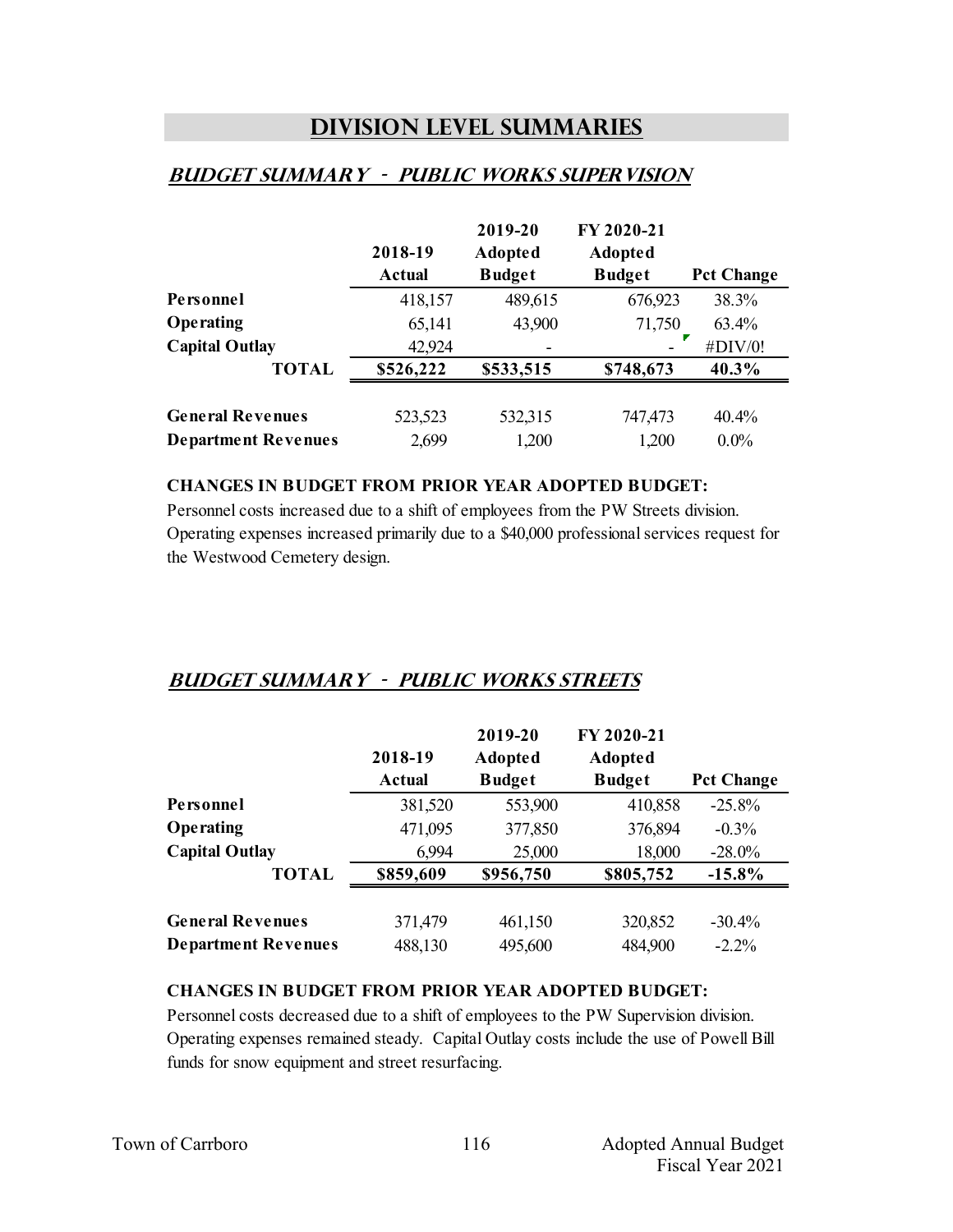# DIVISION LEVEL SUMMARIES

## *BUDGET SUMMARY - PUBLIC WORKS SUPERVISION*

| | 2018-19 Actual | 2019-20 Adopted Budget | FY 2020-21 Adopted Budget | Pct Change |
|---|---|---|---|---|
| **Personnel** | 418,157 | 489,615 | 676,923 | 38.3% |
| **Operating** | 65,141 | 43,900 | 71,750 | 63.4% |
| **Capital Outlay** | 42,924 | - | - | #DIV/0! |
| **TOTAL** | **$526,222** | **$533,515** | **$748,673** | **40.3%** |
| | | | | |
| **General Revenues** | 523,523 | 532,315 | 747,473 | 40.4% |
| **Department Revenues** | 2,699 | 1,200 | 1,200 | 0.0% |

**CHANGES IN BUDGET FROM PRIOR YEAR ADOPTED BUDGET:**
Personnel costs increased due to a shift of employees from the PW Streets division. Operating expenses increased primarily due to a $40,000 professional services request for the Westwood Cemetery design.

## *BUDGET SUMMARY - PUBLIC WORKS STREETS*

| | 2018-19 Actual | 2019-20 Adopted Budget | FY 2020-21 Adopted Budget | Pct Change |
|---|---|---|---|---|
| **Personnel** | 381,520 | 553,900 | 410,858 | -25.8% |
| **Operating** | 471,095 | 377,850 | 376,894 | -0.3% |
| **Capital Outlay** | 6,994 | 25,000 | 18,000 | -28.0% |
| **TOTAL** | **$859,609** | **$956,750** | **$805,752** | **-15.8%** |
| | | | | |
| **General Revenues** | 371,479 | 461,150 | 320,852 | -30.4% |
| **Department Revenues** | 488,130 | 495,600 | 484,900 | -2.2% |

**CHANGES IN BUDGET FROM PRIOR YEAR ADOPTED BUDGET:**
Personnel costs decreased due to a shift of employees to the PW Supervision division. Operating expenses remained steady. Capital Outlay costs include the use of Powell Bill funds for snow equipment and street resurfacing.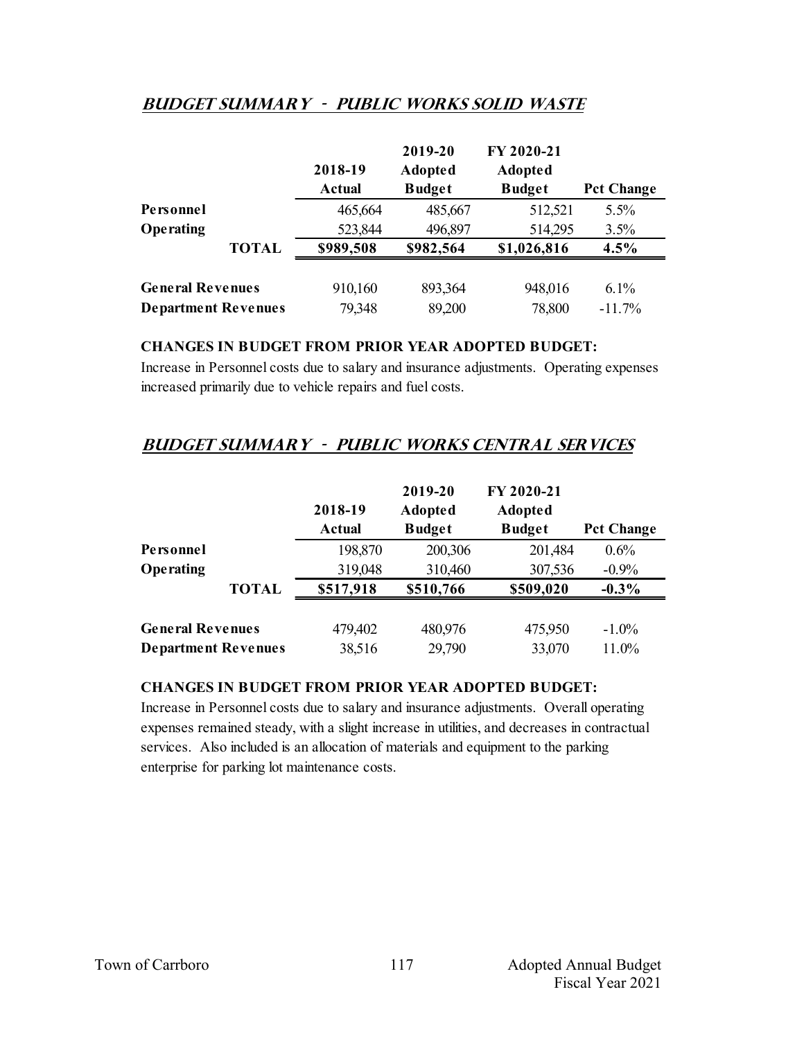## *BUDGET SUMMARY - PUBLIC WORKS SOLID WASTE*

| | 2018-19 Actual | 2019-20 Adopted Budget | FY 2020-21 Adopted Budget | Pct Change |
|---|---|---|---|---|
| **Personnel** | 465,664 | 485,667 | 512,521 | 5.5% |
| **Operating** | 523,844 | 496,897 | 514,295 | 3.5% |
| **TOTAL** | **$989,508** | **$982,564** | **$1,026,816** | **4.5%** |
| | | | | |
| **General Revenues** | 910,160 | 893,364 | 948,016 | 6.1% |
| **Department Revenues** | 79,348 | 89,200 | 78,800 | -11.7% |

**CHANGES IN BUDGET FROM PRIOR YEAR ADOPTED BUDGET:**

Increase in Personnel costs due to salary and insurance adjustments. Operating expenses increased primarily due to vehicle repairs and fuel costs.

## *BUDGET SUMMARY - PUBLIC WORKS CENTRAL SERVICES*

| | 2018-19 Actual | 2019-20 Adopted Budget | FY 2020-21 Adopted Budget | Pct Change |
|---|---|---|---|---|
| **Personnel** | 198,870 | 200,306 | 201,484 | 0.6% |
| **Operating** | 319,048 | 310,460 | 307,536 | -0.9% |
| **TOTAL** | **$517,918** | **$510,766** | **$509,020** | **-0.3%** |
| | | | | |
| **General Revenues** | 479,402 | 480,976 | 475,950 | -1.0% |
| **Department Revenues** | 38,516 | 29,790 | 33,070 | 11.0% |

**CHANGES IN BUDGET FROM PRIOR YEAR ADOPTED BUDGET:**

Increase in Personnel costs due to salary and insurance adjustments. Overall operating expenses remained steady, with a slight increase in utilities, and decreases in contractual services. Also included is an allocation of materials and equipment to the parking enterprise for parking lot maintenance costs.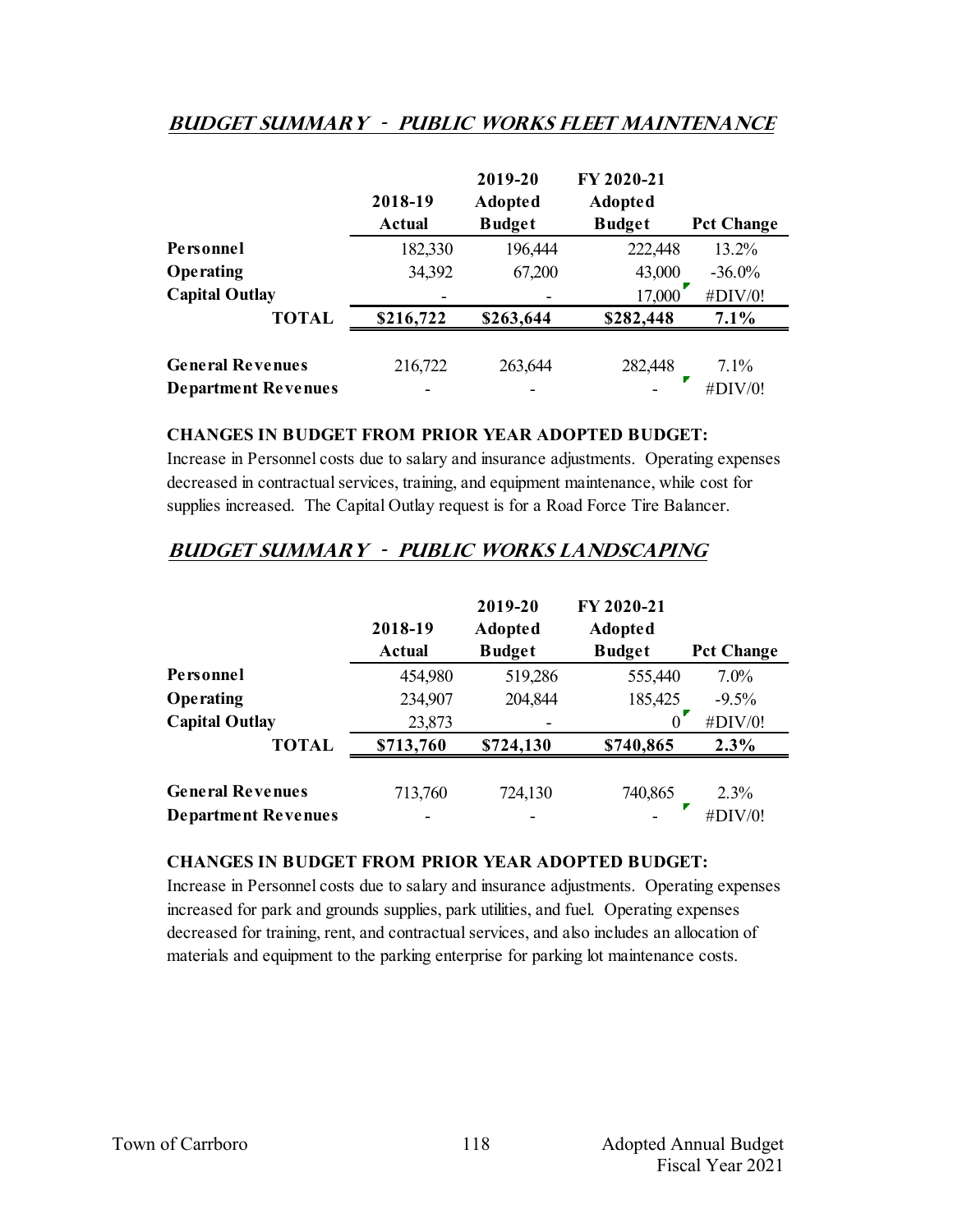## BUDGET SUMMARY - PUBLIC WORKS FLEET MAINTENANCE

| | 2018-19 Actual | 2019-20 Adopted Budget | FY 2020-21 Adopted Budget | Pct Change |
|---|---|---|---|---|
| **Personnel** | 182,330 | 196,444 | 222,448 | 13.2% |
| **Operating** | 34,392 | 67,200 | 43,000 | -36.0% |
| **Capital Outlay** | - | - | 17,000 | #DIV/0! |
| **TOTAL** | **$216,722** | **$263,644** | **$282,448** | **7.1%** |
| | | | | |
| **General Revenues** | 216,722 | 263,644 | 282,448 | 7.1% |
| **Department Revenues** | - | - | - | #DIV/0! |

**CHANGES IN BUDGET FROM PRIOR YEAR ADOPTED BUDGET:**
Increase in Personnel costs due to salary and insurance adjustments. Operating expenses decreased in contractual services, training, and equipment maintenance, while cost for supplies increased. The Capital Outlay request is for a Road Force Tire Balancer.

## BUDGET SUMMARY - PUBLIC WORKS LANDSCAPING

| | 2018-19 Actual | 2019-20 Adopted Budget | FY 2020-21 Adopted Budget | Pct Change |
|---|---|---|---|---|
| **Personnel** | 454,980 | 519,286 | 555,440 | 7.0% |
| **Operating** | 234,907 | 204,844 | 185,425 | -9.5% |
| **Capital Outlay** | 23,873 | - | 0 | #DIV/0! |
| **TOTAL** | **$713,760** | **$724,130** | **$740,865** | **2.3%** |
| | | | | |
| **General Revenues** | 713,760 | 724,130 | 740,865 | 2.3% |
| **Department Revenues** | - | - | - | #DIV/0! |

**CHANGES IN BUDGET FROM PRIOR YEAR ADOPTED BUDGET:**
Increase in Personnel costs due to salary and insurance adjustments. Operating expenses increased for park and grounds supplies, park utilities, and fuel. Operating expenses decreased for training, rent, and contractual services, and also includes an allocation of materials and equipment to the parking enterprise for parking lot maintenance costs.